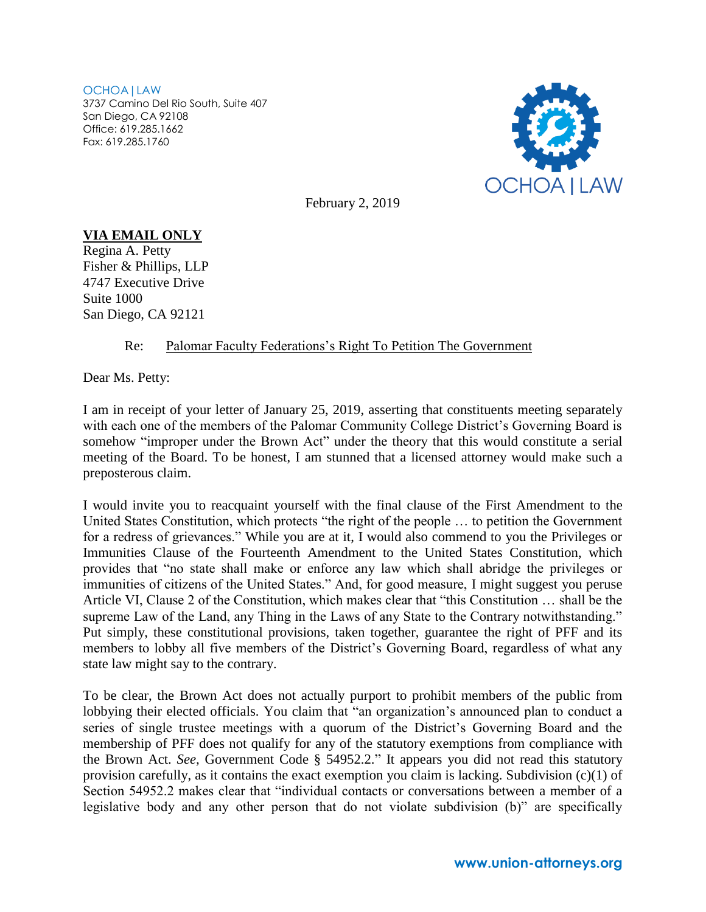OCHOA | LAW
3737 Camino Del Rio South, Suite 407
San Diego, CA 92108
Office: 619.285.1662
Fax: 619.285.1760

February 2, 2019

**VIA EMAIL ONLY**
Regina A. Petty
Fisher & Phillips, LLP
4747 Executive Drive
Suite 1000
San Diego, CA 92121

Re: Palomar Faculty Federations's Right To Petition The Government

Dear Ms. Petty:

I am in receipt of your letter of January 25, 2019, asserting that constituents meeting separately with each one of the members of the Palomar Community College District's Governing Board is somehow "improper under the Brown Act" under the theory that this would constitute a serial meeting of the Board. To be honest, I am stunned that a licensed attorney would make such a preposterous claim.

I would invite you to reacquaint yourself with the final clause of the First Amendment to the United States Constitution, which protects "the right of the people … to petition the Government for a redress of grievances." While you are at it, I would also commend to you the Privileges or Immunities Clause of the Fourteenth Amendment to the United States Constitution, which provides that "no state shall make or enforce any law which shall abridge the privileges or immunities of citizens of the United States." And, for good measure, I might suggest you peruse Article VI, Clause 2 of the Constitution, which makes clear that "this Constitution … shall be the supreme Law of the Land, any Thing in the Laws of any State to the Contrary notwithstanding." Put simply, these constitutional provisions, taken together, guarantee the right of PFF and its members to lobby all five members of the District's Governing Board, regardless of what any state law might say to the contrary.

To be clear, the Brown Act does not actually purport to prohibit members of the public from lobbying their elected officials. You claim that "an organization's announced plan to conduct a series of single trustee meetings with a quorum of the District's Governing Board and the membership of PFF does not qualify for any of the statutory exemptions from compliance with the Brown Act. *See*, Government Code § 54952.2." It appears you did not read this statutory provision carefully, as it contains the exact exemption you claim is lacking. Subdivision (c)(1) of Section 54952.2 makes clear that "individual contacts or conversations between a member of a legislative body and any other person that do not violate subdivision (b)" are specifically

www.union-attorneys.org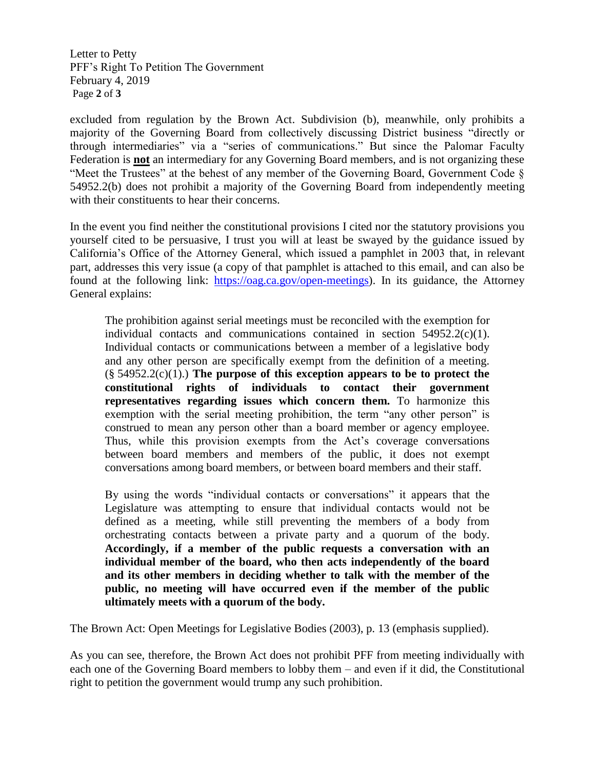excluded from regulation by the Brown Act. Subdivision (b), meanwhile, only prohibits a majority of the Governing Board from collectively discussing District business "directly or through intermediaries" via a "series of communications." But since the Palomar Faculty Federation is **not** an intermediary for any Governing Board members, and is not organizing these "Meet the Trustees" at the behest of any member of the Governing Board, Government Code § 54952.2(b) does not prohibit a majority of the Governing Board from independently meeting with their constituents to hear their concerns.

In the event you find neither the constitutional provisions I cited nor the statutory provisions you yourself cited to be persuasive, I trust you will at least be swayed by the guidance issued by California's Office of the Attorney General, which issued a pamphlet in 2003 that, in relevant part, addresses this very issue (a copy of that pamphlet is attached to this email, and can also be found at the following link: https://oag.ca.gov/open-meetings). In its guidance, the Attorney General explains:

> The prohibition against serial meetings must be reconciled with the exemption for individual contacts and communications contained in section 54952.2(c)(1). Individual contacts or communications between a member of a legislative body and any other person are specifically exempt from the definition of a meeting. (§ 54952.2(c)(1).) **The purpose of this exception appears to be to protect the constitutional rights of individuals to contact their government representatives regarding issues which concern them.** To harmonize this exemption with the serial meeting prohibition, the term "any other person" is construed to mean any person other than a board member or agency employee. Thus, while this provision exempts from the Act's coverage conversations between board members and members of the public, it does not exempt conversations among board members, or between board members and their staff.
>
> By using the words "individual contacts or conversations" it appears that the Legislature was attempting to ensure that individual contacts would not be defined as a meeting, while still preventing the members of a body from orchestrating contacts between a private party and a quorum of the body. **Accordingly, if a member of the public requests a conversation with an individual member of the board, who then acts independently of the board and its other members in deciding whether to talk with the member of the public, no meeting will have occurred even if the member of the public ultimately meets with a quorum of the body.**

The Brown Act: Open Meetings for Legislative Bodies (2003), p. 13 (emphasis supplied).

As you can see, therefore, the Brown Act does not prohibit PFF from meeting individually with each one of the Governing Board members to lobby them – and even if it did, the Constitutional right to petition the government would trump any such prohibition.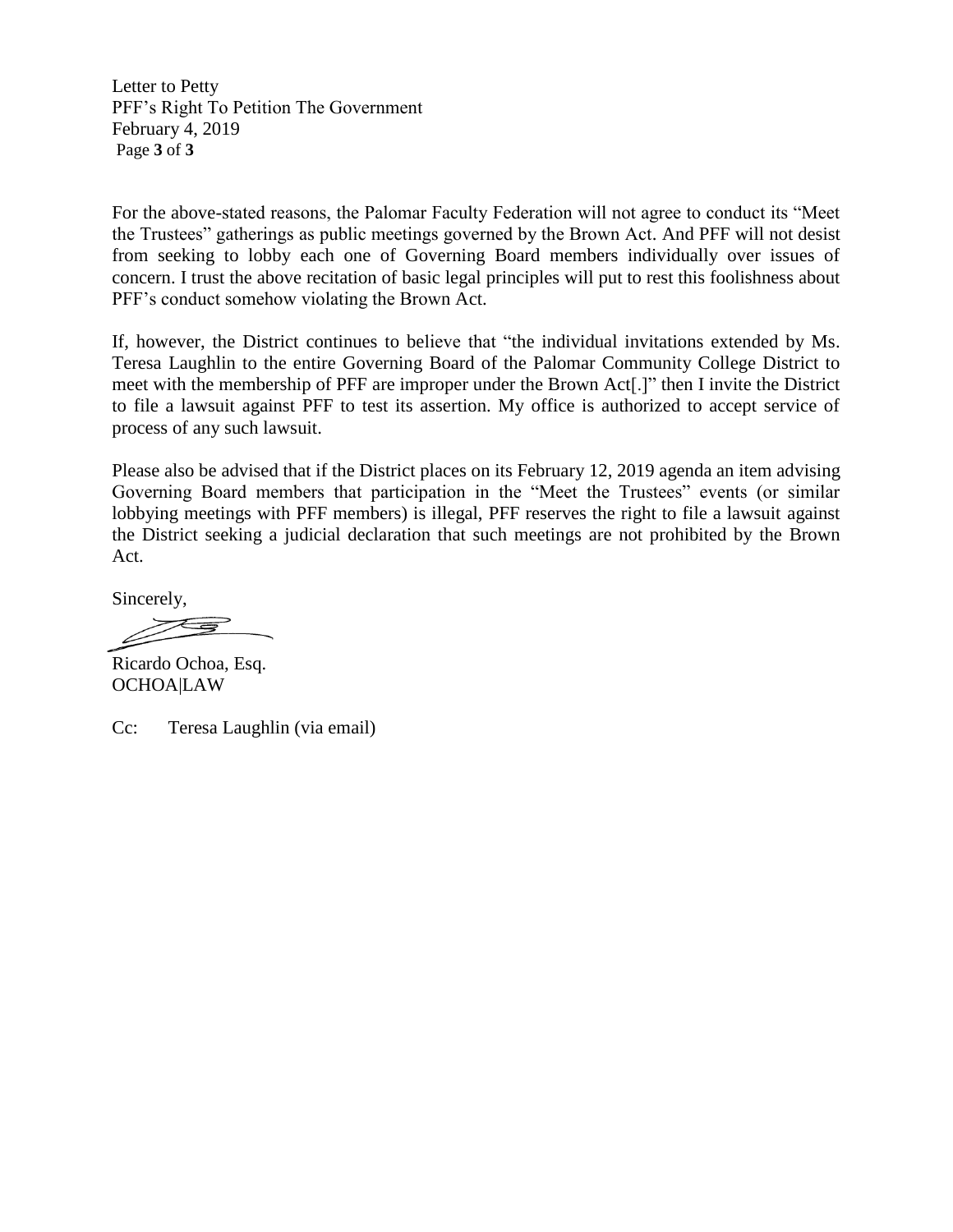For the above-stated reasons, the Palomar Faculty Federation will not agree to conduct its "Meet the Trustees" gatherings as public meetings governed by the Brown Act. And PFF will not desist from seeking to lobby each one of Governing Board members individually over issues of concern. I trust the above recitation of basic legal principles will put to rest this foolishness about PFF's conduct somehow violating the Brown Act.

If, however, the District continues to believe that "the individual invitations extended by Ms. Teresa Laughlin to the entire Governing Board of the Palomar Community College District to meet with the membership of PFF are improper under the Brown Act[.]" then I invite the District to file a lawsuit against PFF to test its assertion. My office is authorized to accept service of process of any such lawsuit.

Please also be advised that if the District places on its February 12, 2019 agenda an item advising Governing Board members that participation in the "Meet the Trustees" events (or similar lobbying meetings with PFF members) is illegal, PFF reserves the right to file a lawsuit against the District seeking a judicial declaration that such meetings are not prohibited by the Brown Act.

Sincerely,

Ricardo Ochoa, Esq.
OCHOA|LAW

Cc: Teresa Laughlin (via email)